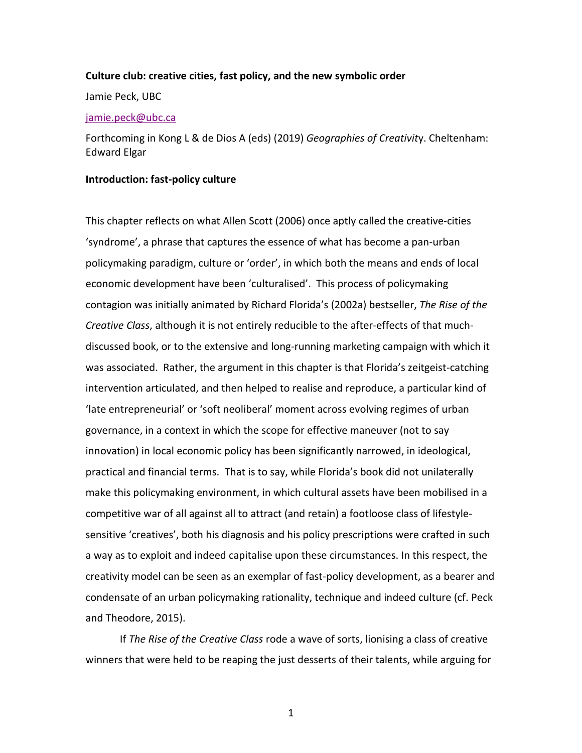**Culture club: creative cities, fast policy, and the new symbolic order**

Jamie Peck, UBC

jamie.peck@ubc.ca

Forthcoming in Kong L & de Dios A (eds) (2019) *Geographies of Creativity*. Cheltenham: Edward Elgar

## Introduction: fast-policy culture

This chapter reflects on what Allen Scott (2006) once aptly called the creative-cities 'syndrome', a phrase that captures the essence of what has become a pan-urban policymaking paradigm, culture or 'order', in which both the means and ends of local economic development have been 'culturalised'. This process of policymaking contagion was initially animated by Richard Florida's (2002a) bestseller, *The Rise of the Creative Class*, although it is not entirely reducible to the after-effects of that much-discussed book, or to the extensive and long-running marketing campaign with which it was associated. Rather, the argument in this chapter is that Florida's zeitgeist-catching intervention articulated, and then helped to realise and reproduce, a particular kind of 'late entrepreneurial' or 'soft neoliberal' moment across evolving regimes of urban governance, in a context in which the scope for effective maneuver (not to say innovation) in local economic policy has been significantly narrowed, in ideological, practical and financial terms. That is to say, while Florida's book did not unilaterally make this policymaking environment, in which cultural assets have been mobilised in a competitive war of all against all to attract (and retain) a footloose class of lifestyle-sensitive 'creatives', both his diagnosis and his policy prescriptions were crafted in such a way as to exploit and indeed capitalise upon these circumstances. In this respect, the creativity model can be seen as an exemplar of fast-policy development, as a bearer and condensate of an urban policymaking rationality, technique and indeed culture (cf. Peck and Theodore, 2015).

If *The Rise of the Creative Class* rode a wave of sorts, lionising a class of creative winners that were held to be reaping the just desserts of their talents, while arguing for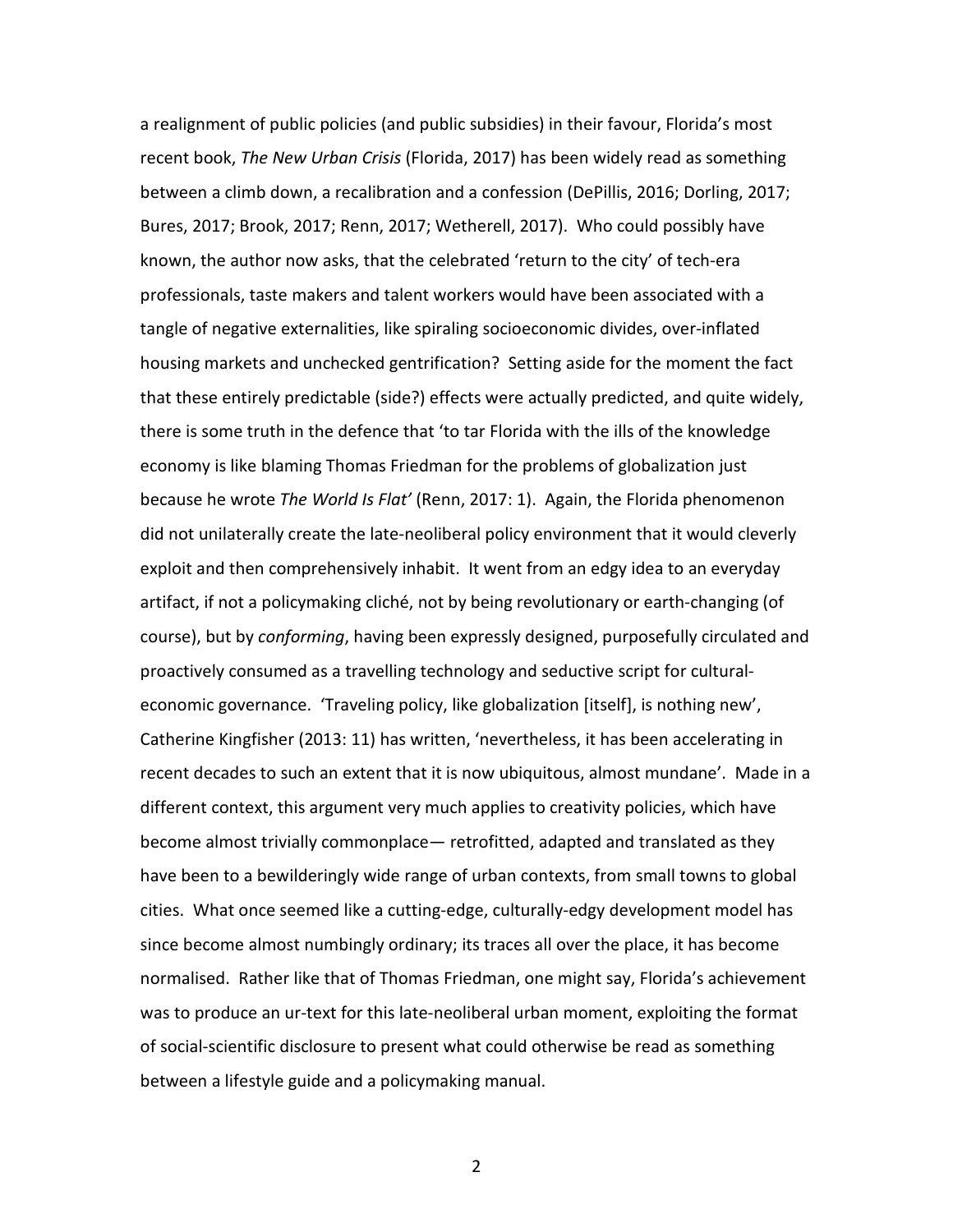a realignment of public policies (and public subsidies) in their favour, Florida's most recent book, *The New Urban Crisis* (Florida, 2017) has been widely read as something between a climb down, a recalibration and a confession (DePillis, 2016; Dorling, 2017; Bures, 2017; Brook, 2017; Renn, 2017; Wetherell, 2017). Who could possibly have known, the author now asks, that the celebrated 'return to the city' of tech-era professionals, taste makers and talent workers would have been associated with a tangle of negative externalities, like spiraling socioeconomic divides, over-inflated housing markets and unchecked gentrification? Setting aside for the moment the fact that these entirely predictable (side?) effects were actually predicted, and quite widely, there is some truth in the defence that 'to tar Florida with the ills of the knowledge economy is like blaming Thomas Friedman for the problems of globalization just because he wrote *The World Is Flat'* (Renn, 2017: 1). Again, the Florida phenomenon did not unilaterally create the late-neoliberal policy environment that it would cleverly exploit and then comprehensively inhabit. It went from an edgy idea to an everyday artifact, if not a policymaking cliché, not by being revolutionary or earth-changing (of course), but by *conforming*, having been expressly designed, purposefully circulated and proactively consumed as a travelling technology and seductive script for cultural-economic governance. 'Traveling policy, like globalization [itself], is nothing new', Catherine Kingfisher (2013: 11) has written, 'nevertheless, it has been accelerating in recent decades to such an extent that it is now ubiquitous, almost mundane'. Made in a different context, this argument very much applies to creativity policies, which have become almost trivially commonplace— retrofitted, adapted and translated as they have been to a bewilderingly wide range of urban contexts, from small towns to global cities. What once seemed like a cutting-edge, culturally-edgy development model has since become almost numbingly ordinary; its traces all over the place, it has become normalised. Rather like that of Thomas Friedman, one might say, Florida's achievement was to produce an ur-text for this late-neoliberal urban moment, exploiting the format of social-scientific disclosure to present what could otherwise be read as something between a lifestyle guide and a policymaking manual.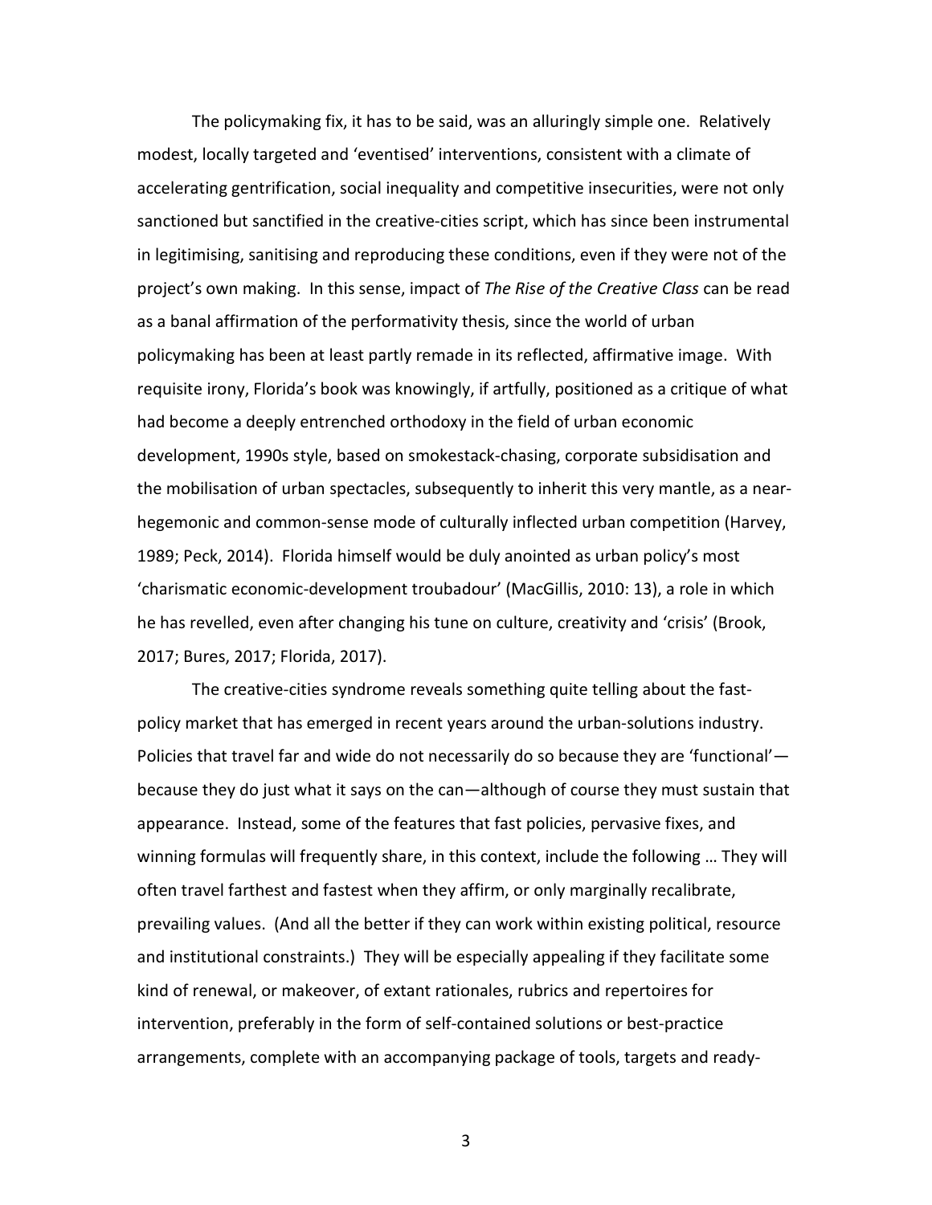The policymaking fix, it has to be said, was an alluringly simple one. Relatively modest, locally targeted and 'eventised' interventions, consistent with a climate of accelerating gentrification, social inequality and competitive insecurities, were not only sanctioned but sanctified in the creative-cities script, which has since been instrumental in legitimising, sanitising and reproducing these conditions, even if they were not of the project's own making. In this sense, impact of *The Rise of the Creative Class* can be read as a banal affirmation of the performativity thesis, since the world of urban policymaking has been at least partly remade in its reflected, affirmative image. With requisite irony, Florida's book was knowingly, if artfully, positioned as a critique of what had become a deeply entrenched orthodoxy in the field of urban economic development, 1990s style, based on smokestack-chasing, corporate subsidisation and the mobilisation of urban spectacles, subsequently to inherit this very mantle, as a near-hegemonic and common-sense mode of culturally inflected urban competition (Harvey, 1989; Peck, 2014). Florida himself would be duly anointed as urban policy's most 'charismatic economic-development troubadour' (MacGillis, 2010: 13), a role in which he has revelled, even after changing his tune on culture, creativity and 'crisis' (Brook, 2017; Bures, 2017; Florida, 2017).

The creative-cities syndrome reveals something quite telling about the fast-policy market that has emerged in recent years around the urban-solutions industry. Policies that travel far and wide do not necessarily do so because they are 'functional'—because they do just what it says on the can—although of course they must sustain that appearance. Instead, some of the features that fast policies, pervasive fixes, and winning formulas will frequently share, in this context, include the following … They will often travel farthest and fastest when they affirm, or only marginally recalibrate, prevailing values. (And all the better if they can work within existing political, resource and institutional constraints.) They will be especially appealing if they facilitate some kind of renewal, or makeover, of extant rationales, rubrics and repertoires for intervention, preferably in the form of self-contained solutions or best-practice arrangements, complete with an accompanying package of tools, targets and ready-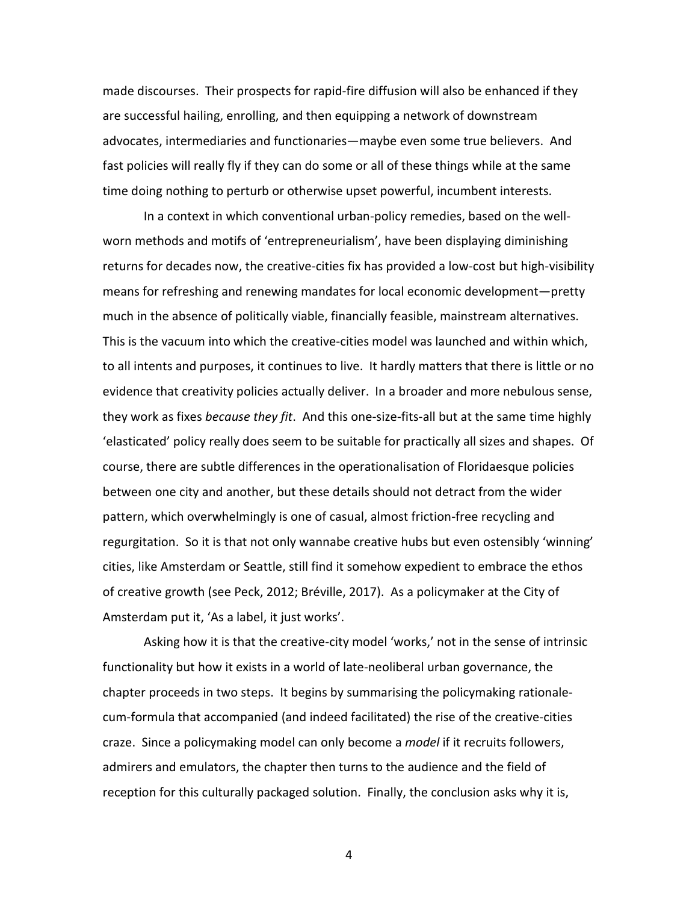made discourses. Their prospects for rapid-fire diffusion will also be enhanced if they are successful hailing, enrolling, and then equipping a network of downstream advocates, intermediaries and functionaries—maybe even some true believers. And fast policies will really fly if they can do some or all of these things while at the same time doing nothing to perturb or otherwise upset powerful, incumbent interests.

In a context in which conventional urban-policy remedies, based on the well-worn methods and motifs of 'entrepreneurialism', have been displaying diminishing returns for decades now, the creative-cities fix has provided a low-cost but high-visibility means for refreshing and renewing mandates for local economic development—pretty much in the absence of politically viable, financially feasible, mainstream alternatives. This is the vacuum into which the creative-cities model was launched and within which, to all intents and purposes, it continues to live. It hardly matters that there is little or no evidence that creativity policies actually deliver. In a broader and more nebulous sense, they work as fixes *because they fit*. And this one-size-fits-all but at the same time highly 'elasticated' policy really does seem to be suitable for practically all sizes and shapes. Of course, there are subtle differences in the operationalisation of Floridaesque policies between one city and another, but these details should not detract from the wider pattern, which overwhelmingly is one of casual, almost friction-free recycling and regurgitation. So it is that not only wannabe creative hubs but even ostensibly 'winning' cities, like Amsterdam or Seattle, still find it somehow expedient to embrace the ethos of creative growth (see Peck, 2012; Bréville, 2017). As a policymaker at the City of Amsterdam put it, 'As a label, it just works'.

Asking how it is that the creative-city model 'works,' not in the sense of intrinsic functionality but how it exists in a world of late-neoliberal urban governance, the chapter proceeds in two steps. It begins by summarising the policymaking rationale-cum-formula that accompanied (and indeed facilitated) the rise of the creative-cities craze. Since a policymaking model can only become a *model* if it recruits followers, admirers and emulators, the chapter then turns to the audience and the field of reception for this culturally packaged solution. Finally, the conclusion asks why it is,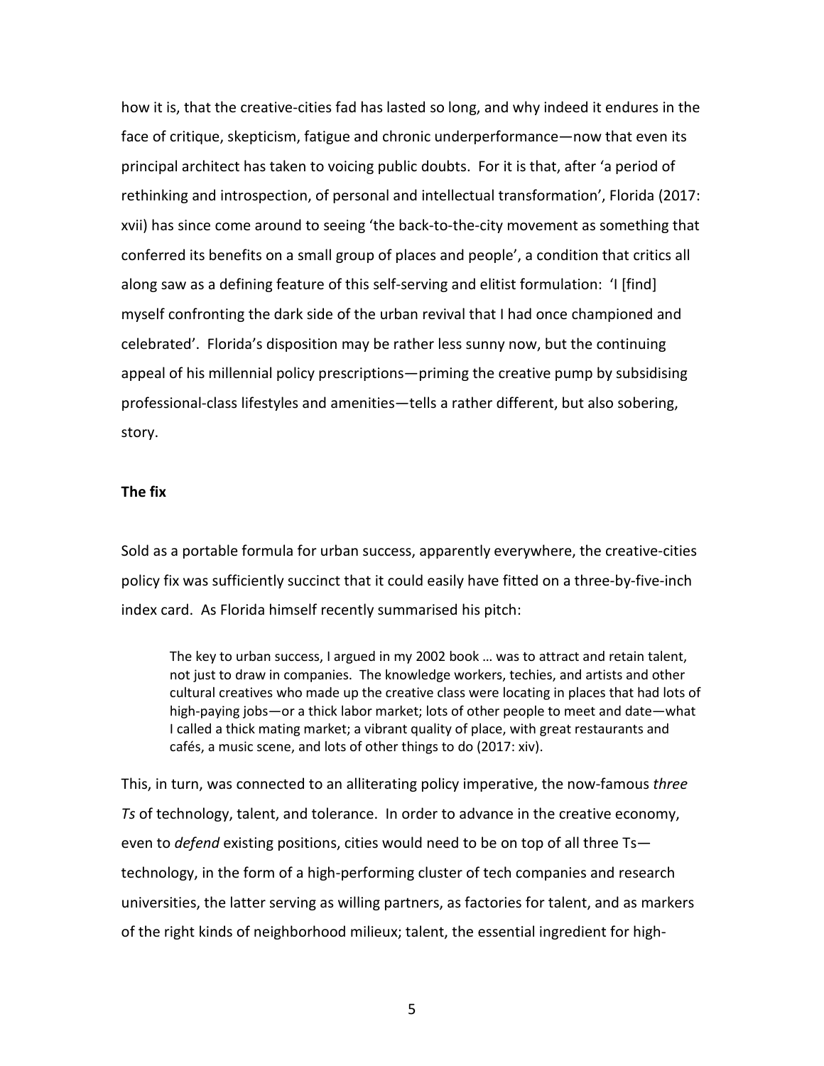how it is, that the creative-cities fad has lasted so long, and why indeed it endures in the face of critique, skepticism, fatigue and chronic underperformance—now that even its principal architect has taken to voicing public doubts. For it is that, after 'a period of rethinking and introspection, of personal and intellectual transformation', Florida (2017: xvii) has since come around to seeing 'the back-to-the-city movement as something that conferred its benefits on a small group of places and people', a condition that critics all along saw as a defining feature of this self-serving and elitist formulation: 'I [find] myself confronting the dark side of the urban revival that I had once championed and celebrated'. Florida's disposition may be rather less sunny now, but the continuing appeal of his millennial policy prescriptions—priming the creative pump by subsidising professional-class lifestyles and amenities—tells a rather different, but also sobering, story.

**The fix**

Sold as a portable formula for urban success, apparently everywhere, the creative-cities policy fix was sufficiently succinct that it could easily have fitted on a three-by-five-inch index card. As Florida himself recently summarised his pitch:

> The key to urban success, I argued in my 2002 book … was to attract and retain talent, not just to draw in companies. The knowledge workers, techies, and artists and other cultural creatives who made up the creative class were locating in places that had lots of high-paying jobs—or a thick labor market; lots of other people to meet and date—what I called a thick mating market; a vibrant quality of place, with great restaurants and cafés, a music scene, and lots of other things to do (2017: xiv).

This, in turn, was connected to an alliterating policy imperative, the now-famous *three Ts* of technology, talent, and tolerance. In order to advance in the creative economy, even to *defend* existing positions, cities would need to be on top of all three Ts—technology, in the form of a high-performing cluster of tech companies and research universities, the latter serving as willing partners, as factories for talent, and as markers of the right kinds of neighborhood milieux; talent, the essential ingredient for high-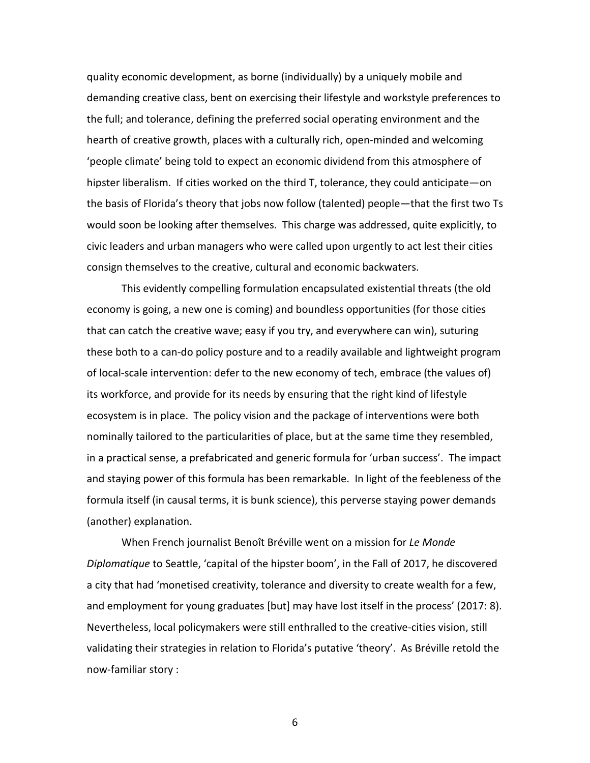quality economic development, as borne (individually) by a uniquely mobile and demanding creative class, bent on exercising their lifestyle and workstyle preferences to the full; and tolerance, defining the preferred social operating environment and the hearth of creative growth, places with a culturally rich, open-minded and welcoming 'people climate' being told to expect an economic dividend from this atmosphere of hipster liberalism. If cities worked on the third T, tolerance, they could anticipate—on the basis of Florida's theory that jobs now follow (talented) people—that the first two Ts would soon be looking after themselves. This charge was addressed, quite explicitly, to civic leaders and urban managers who were called upon urgently to act lest their cities consign themselves to the creative, cultural and economic backwaters.

This evidently compelling formulation encapsulated existential threats (the old economy is going, a new one is coming) and boundless opportunities (for those cities that can catch the creative wave; easy if you try, and everywhere can win), suturing these both to a can-do policy posture and to a readily available and lightweight program of local-scale intervention: defer to the new economy of tech, embrace (the values of) its workforce, and provide for its needs by ensuring that the right kind of lifestyle ecosystem is in place. The policy vision and the package of interventions were both nominally tailored to the particularities of place, but at the same time they resembled, in a practical sense, a prefabricated and generic formula for 'urban success'. The impact and staying power of this formula has been remarkable. In light of the feebleness of the formula itself (in causal terms, it is bunk science), this perverse staying power demands (another) explanation.

When French journalist Benoît Bréville went on a mission for *Le Monde Diplomatique* to Seattle, 'capital of the hipster boom', in the Fall of 2017, he discovered a city that had 'monetised creativity, tolerance and diversity to create wealth for a few, and employment for young graduates [but] may have lost itself in the process' (2017: 8). Nevertheless, local policymakers were still enthralled to the creative-cities vision, still validating their strategies in relation to Florida's putative 'theory'. As Bréville retold the now-familiar story :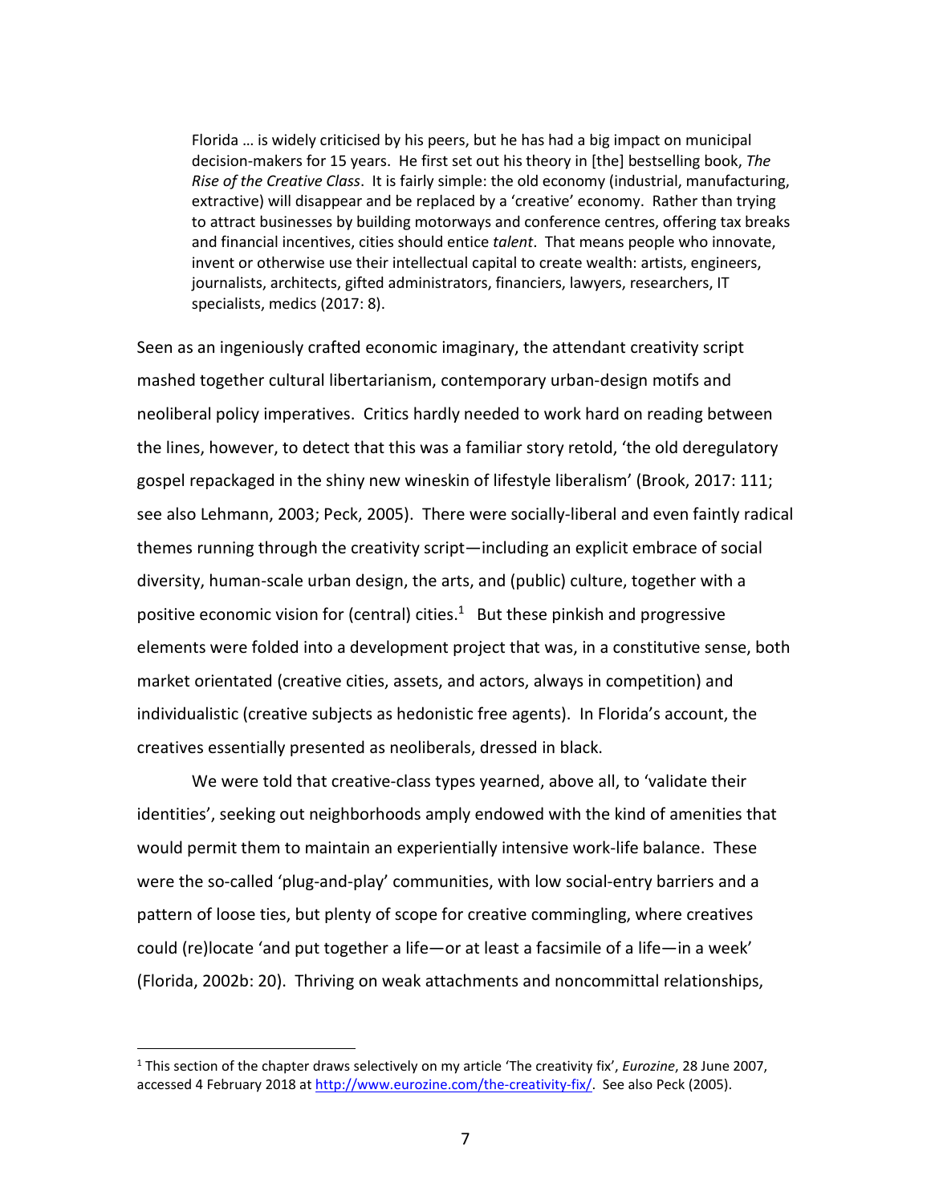> Florida … is widely criticised by his peers, but he has had a big impact on municipal decision-makers for 15 years. He first set out his theory in [the] bestselling book, *The Rise of the Creative Class*. It is fairly simple: the old economy (industrial, manufacturing, extractive) will disappear and be replaced by a 'creative' economy. Rather than trying to attract businesses by building motorways and conference centres, offering tax breaks and financial incentives, cities should entice *talent*. That means people who innovate, invent or otherwise use their intellectual capital to create wealth: artists, engineers, journalists, architects, gifted administrators, financiers, lawyers, researchers, IT specialists, medics (2017: 8).

Seen as an ingeniously crafted economic imaginary, the attendant creativity script mashed together cultural libertarianism, contemporary urban-design motifs and neoliberal policy imperatives. Critics hardly needed to work hard on reading between the lines, however, to detect that this was a familiar story retold, 'the old deregulatory gospel repackaged in the shiny new wineskin of lifestyle liberalism' (Brook, 2017: 111; see also Lehmann, 2003; Peck, 2005). There were socially-liberal and even faintly radical themes running through the creativity script—including an explicit embrace of social diversity, human-scale urban design, the arts, and (public) culture, together with a positive economic vision for (central) cities.[1] But these pinkish and progressive elements were folded into a development project that was, in a constitutive sense, both market orientated (creative cities, assets, and actors, always in competition) and individualistic (creative subjects as hedonistic free agents). In Florida's account, the creatives essentially presented as neoliberals, dressed in black.

We were told that creative-class types yearned, above all, to 'validate their identities', seeking out neighborhoods amply endowed with the kind of amenities that would permit them to maintain an experientially intensive work-life balance. These were the so-called 'plug-and-play' communities, with low social-entry barriers and a pattern of loose ties, but plenty of scope for creative commingling, where creatives could (re)locate 'and put together a life—or at least a facsimile of a life—in a week' (Florida, 2002b: 20). Thriving on weak attachments and noncommittal relationships,

---

[1] This section of the chapter draws selectively on my article 'The creativity fix', *Eurozine*, 28 June 2007, accessed 4 February 2018 at http://www.eurozine.com/the-creativity-fix/. See also Peck (2005).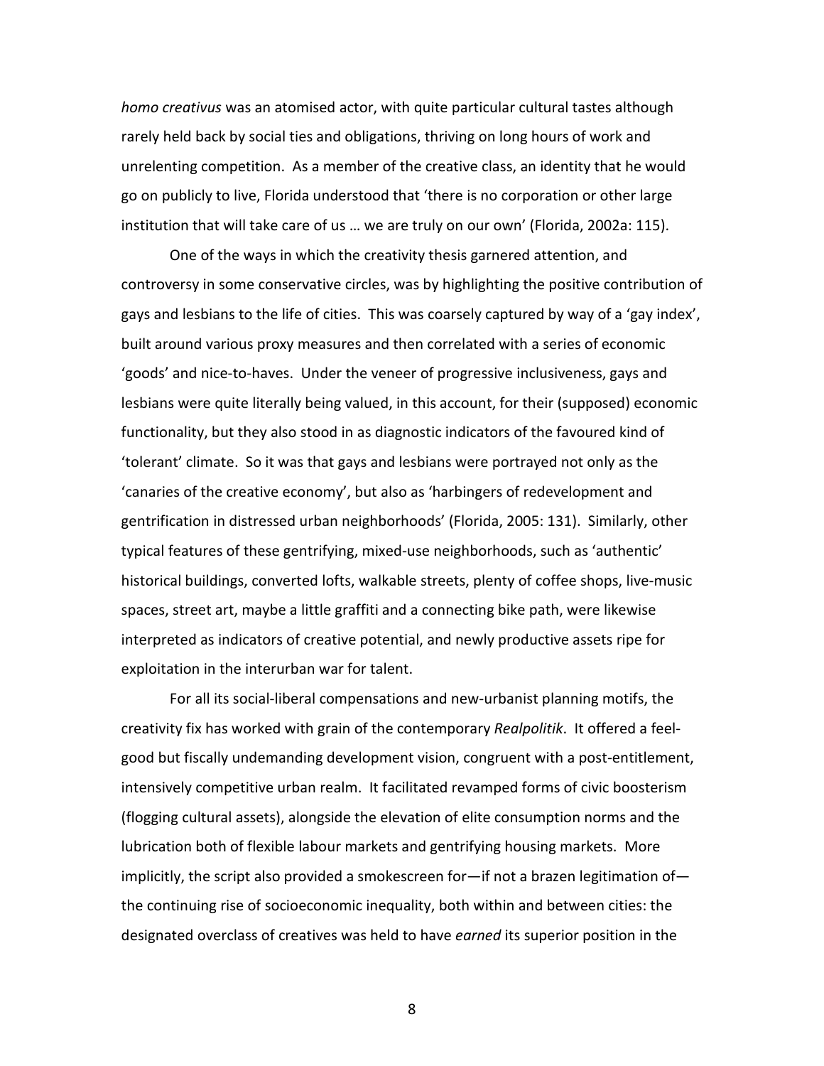*homo creativus* was an atomised actor, with quite particular cultural tastes although rarely held back by social ties and obligations, thriving on long hours of work and unrelenting competition. As a member of the creative class, an identity that he would go on publicly to live, Florida understood that 'there is no corporation or other large institution that will take care of us … we are truly on our own' (Florida, 2002a: 115).

One of the ways in which the creativity thesis garnered attention, and controversy in some conservative circles, was by highlighting the positive contribution of gays and lesbians to the life of cities. This was coarsely captured by way of a 'gay index', built around various proxy measures and then correlated with a series of economic 'goods' and nice-to-haves. Under the veneer of progressive inclusiveness, gays and lesbians were quite literally being valued, in this account, for their (supposed) economic functionality, but they also stood in as diagnostic indicators of the favoured kind of 'tolerant' climate. So it was that gays and lesbians were portrayed not only as the 'canaries of the creative economy', but also as 'harbingers of redevelopment and gentrification in distressed urban neighborhoods' (Florida, 2005: 131). Similarly, other typical features of these gentrifying, mixed-use neighborhoods, such as 'authentic' historical buildings, converted lofts, walkable streets, plenty of coffee shops, live-music spaces, street art, maybe a little graffiti and a connecting bike path, were likewise interpreted as indicators of creative potential, and newly productive assets ripe for exploitation in the interurban war for talent.

For all its social-liberal compensations and new-urbanist planning motifs, the creativity fix has worked with grain of the contemporary *Realpolitik*. It offered a feel-good but fiscally undemanding development vision, congruent with a post-entitlement, intensively competitive urban realm. It facilitated revamped forms of civic boosterism (flogging cultural assets), alongside the elevation of elite consumption norms and the lubrication both of flexible labour markets and gentrifying housing markets. More implicitly, the script also provided a smokescreen for—if not a brazen legitimation of—the continuing rise of socioeconomic inequality, both within and between cities: the designated overclass of creatives was held to have *earned* its superior position in the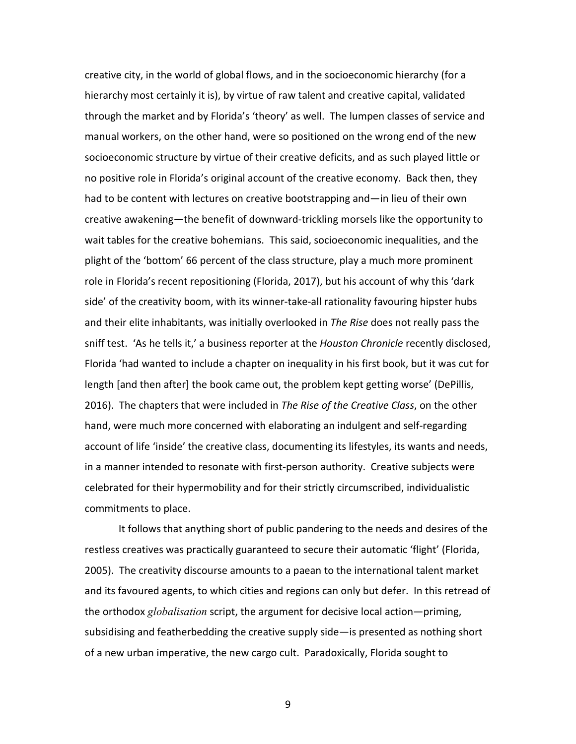creative city, in the world of global flows, and in the socioeconomic hierarchy (for a hierarchy most certainly it is), by virtue of raw talent and creative capital, validated through the market and by Florida's 'theory' as well. The lumpen classes of service and manual workers, on the other hand, were so positioned on the wrong end of the new socioeconomic structure by virtue of their creative deficits, and as such played little or no positive role in Florida's original account of the creative economy. Back then, they had to be content with lectures on creative bootstrapping and—in lieu of their own creative awakening—the benefit of downward-trickling morsels like the opportunity to wait tables for the creative bohemians. This said, socioeconomic inequalities, and the plight of the 'bottom' 66 percent of the class structure, play a much more prominent role in Florida's recent repositioning (Florida, 2017), but his account of why this 'dark side' of the creativity boom, with its winner-take-all rationality favouring hipster hubs and their elite inhabitants, was initially overlooked in *The Rise* does not really pass the sniff test. 'As he tells it,' a business reporter at the *Houston Chronicle* recently disclosed, Florida 'had wanted to include a chapter on inequality in his first book, but it was cut for length [and then after] the book came out, the problem kept getting worse' (DePillis, 2016). The chapters that were included in *The Rise of the Creative Class*, on the other hand, were much more concerned with elaborating an indulgent and self-regarding account of life 'inside' the creative class, documenting its lifestyles, its wants and needs, in a manner intended to resonate with first-person authority. Creative subjects were celebrated for their hypermobility and for their strictly circumscribed, individualistic commitments to place.

It follows that anything short of public pandering to the needs and desires of the restless creatives was practically guaranteed to secure their automatic 'flight' (Florida, 2005). The creativity discourse amounts to a paean to the international talent market and its favoured agents, to which cities and regions can only but defer. In this retread of the orthodox *globalisation* script, the argument for decisive local action—priming, subsidising and featherbedding the creative supply side—is presented as nothing short of a new urban imperative, the new cargo cult. Paradoxically, Florida sought to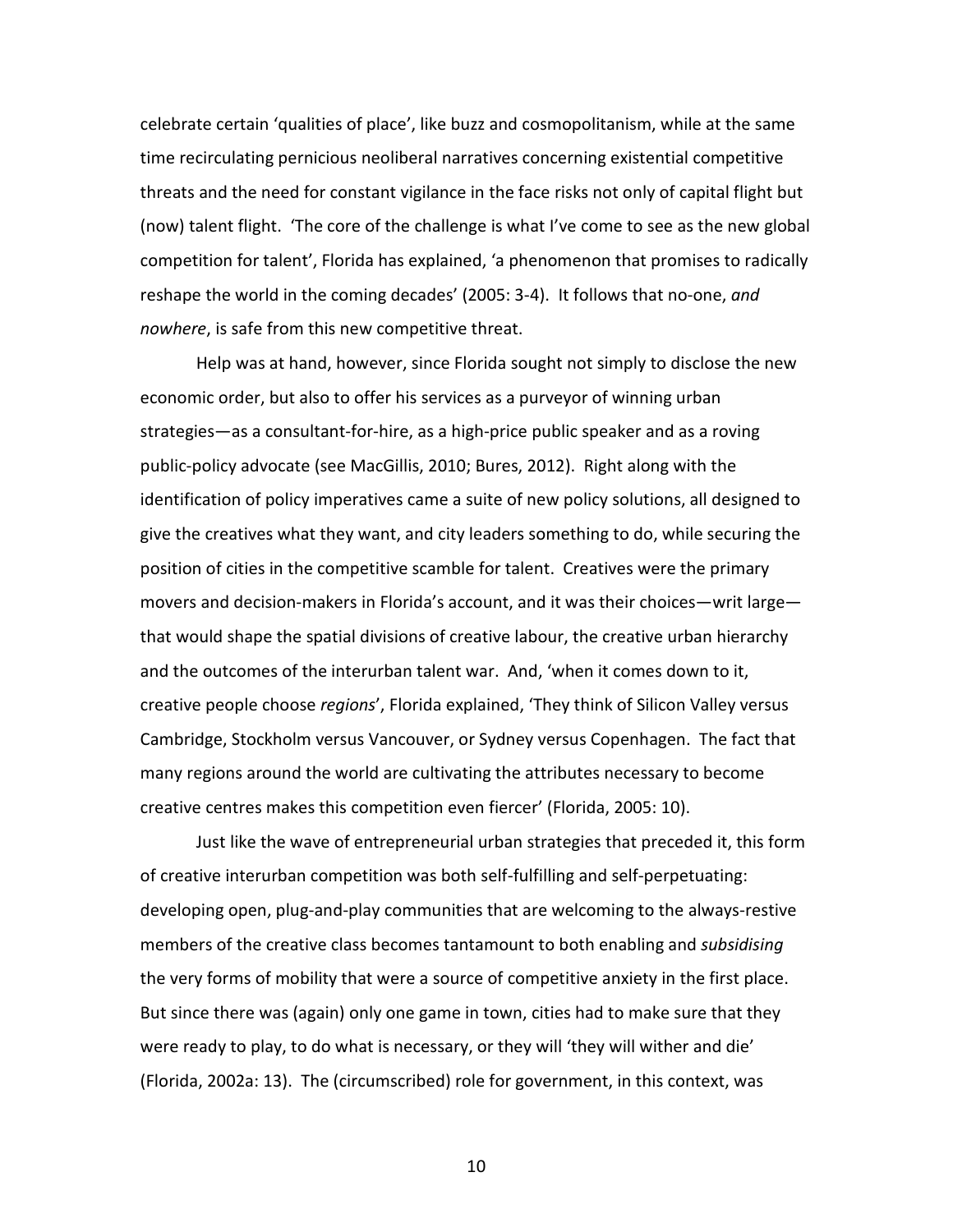celebrate certain 'qualities of place', like buzz and cosmopolitanism, while at the same time recirculating pernicious neoliberal narratives concerning existential competitive threats and the need for constant vigilance in the face risks not only of capital flight but (now) talent flight. 'The core of the challenge is what I've come to see as the new global competition for talent', Florida has explained, 'a phenomenon that promises to radically reshape the world in the coming decades' (2005: 3-4). It follows that no-one, *and nowhere*, is safe from this new competitive threat.

Help was at hand, however, since Florida sought not simply to disclose the new economic order, but also to offer his services as a purveyor of winning urban strategies—as a consultant-for-hire, as a high-price public speaker and as a roving public-policy advocate (see MacGillis, 2010; Bures, 2012). Right along with the identification of policy imperatives came a suite of new policy solutions, all designed to give the creatives what they want, and city leaders something to do, while securing the position of cities in the competitive scramble for talent. Creatives were the primary movers and decision-makers in Florida's account, and it was their choices—writ large—that would shape the spatial divisions of creative labour, the creative urban hierarchy and the outcomes of the interurban talent war. And, 'when it comes down to it, creative people choose *regions*', Florida explained, 'They think of Silicon Valley versus Cambridge, Stockholm versus Vancouver, or Sydney versus Copenhagen. The fact that many regions around the world are cultivating the attributes necessary to become creative centres makes this competition even fiercer' (Florida, 2005: 10).

Just like the wave of entrepreneurial urban strategies that preceded it, this form of creative interurban competition was both self-fulfilling and self-perpetuating: developing open, plug-and-play communities that are welcoming to the always-restive members of the creative class becomes tantamount to both enabling and *subsidising* the very forms of mobility that were a source of competitive anxiety in the first place. But since there was (again) only one game in town, cities had to make sure that they were ready to play, to do what is necessary, or they will 'they will wither and die' (Florida, 2002a: 13). The (circumscribed) role for government, in this context, was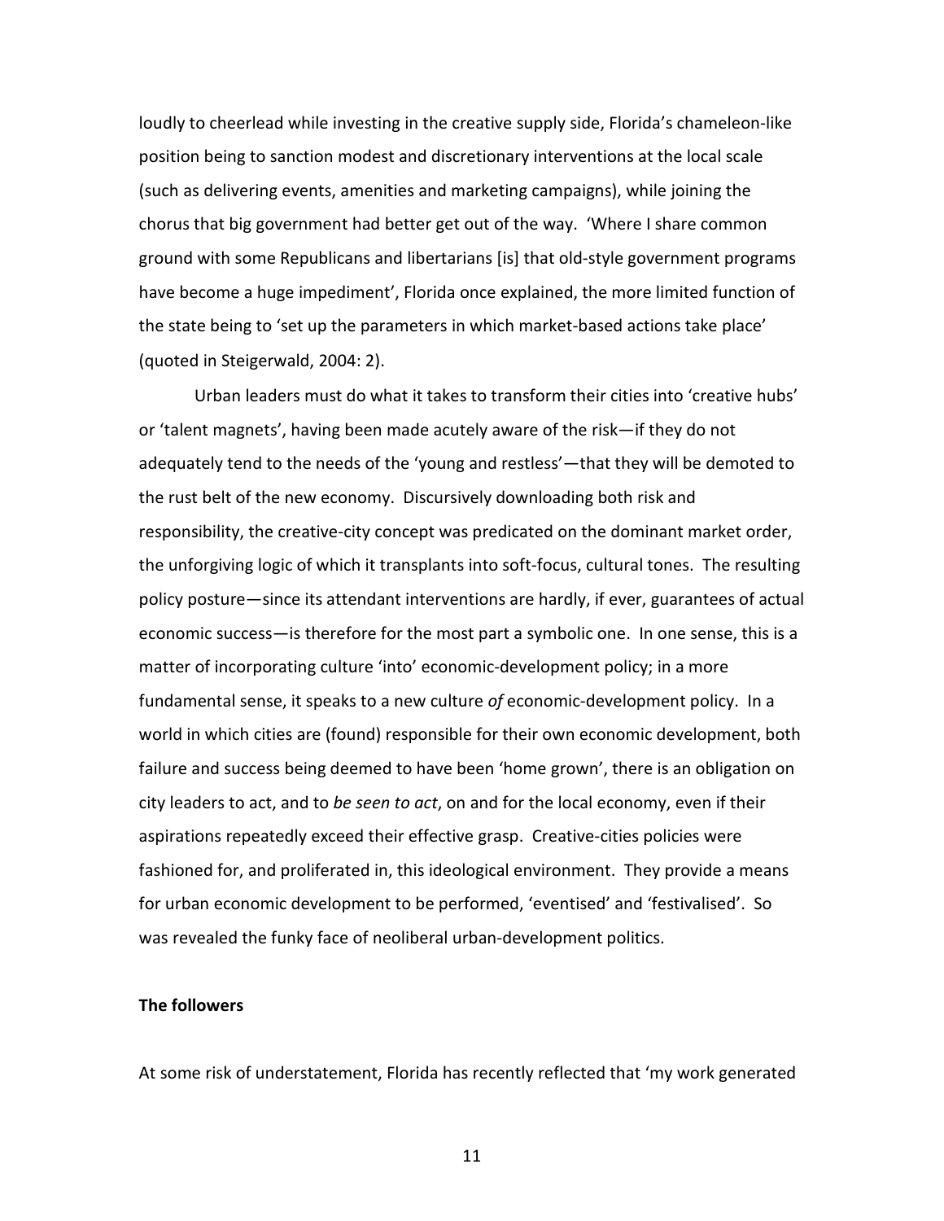loudly to cheerlead while investing in the creative supply side, Florida's chameleon-like position being to sanction modest and discretionary interventions at the local scale (such as delivering events, amenities and marketing campaigns), while joining the chorus that big government had better get out of the way. 'Where I share common ground with some Republicans and libertarians [is] that old-style government programs have become a huge impediment', Florida once explained, the more limited function of the state being to 'set up the parameters in which market-based actions take place' (quoted in Steigerwald, 2004: 2).

Urban leaders must do what it takes to transform their cities into 'creative hubs' or 'talent magnets', having been made acutely aware of the risk—if they do not adequately tend to the needs of the 'young and restless'—that they will be demoted to the rust belt of the new economy. Discursively downloading both risk and responsibility, the creative-city concept was predicated on the dominant market order, the unforgiving logic of which it transplants into soft-focus, cultural tones. The resulting policy posture—since its attendant interventions are hardly, if ever, guarantees of actual economic success—is therefore for the most part a symbolic one. In one sense, this is a matter of incorporating culture 'into' economic-development policy; in a more fundamental sense, it speaks to a new culture *of* economic-development policy. In a world in which cities are (found) responsible for their own economic development, both failure and success being deemed to have been 'home grown', there is an obligation on city leaders to act, and to *be seen to act*, on and for the local economy, even if their aspirations repeatedly exceed their effective grasp. Creative-cities policies were fashioned for, and proliferated in, this ideological environment. They provide a means for urban economic development to be performed, 'eventised' and 'festivalised'. So was revealed the funky face of neoliberal urban-development politics.

**The followers**

At some risk of understatement, Florida has recently reflected that 'my work generated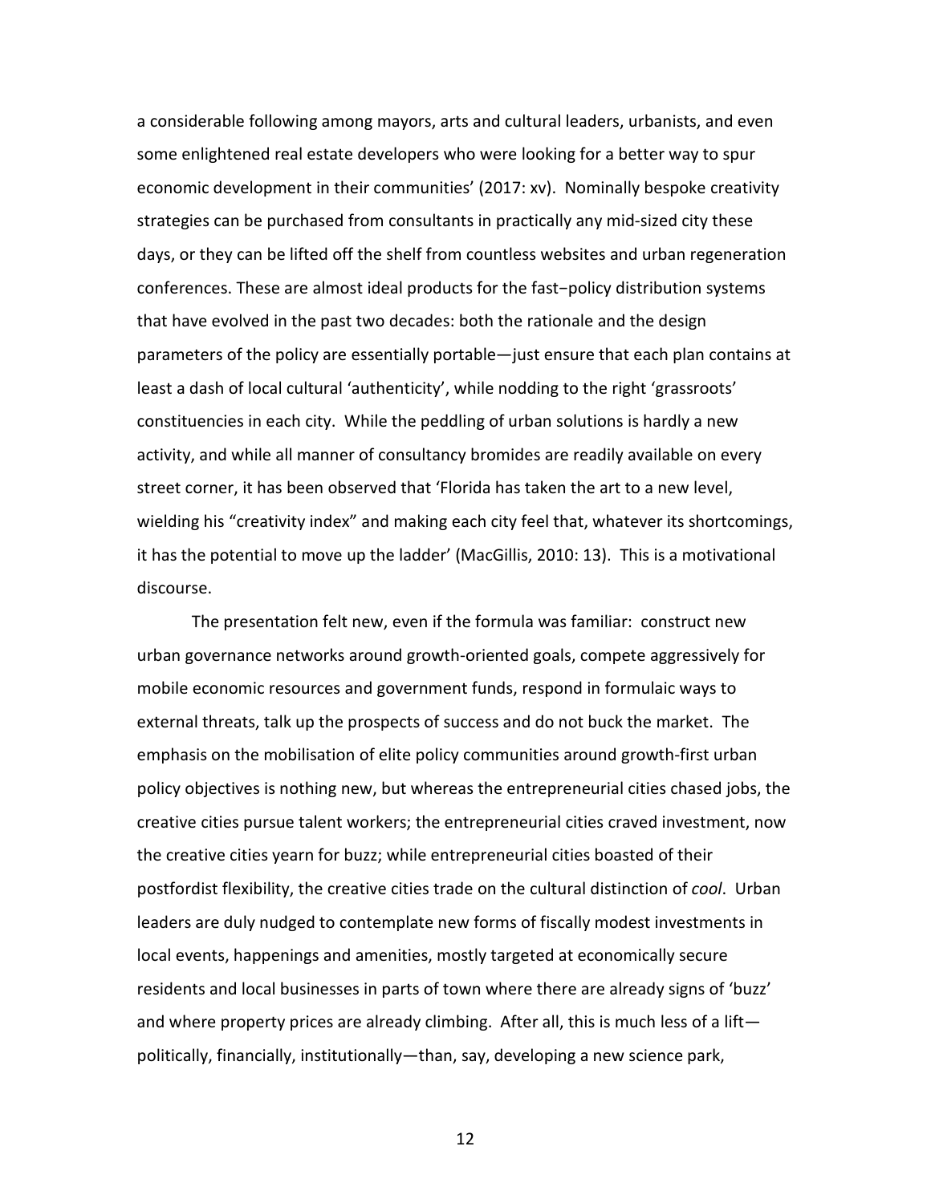a considerable following among mayors, arts and cultural leaders, urbanists, and even some enlightened real estate developers who were looking for a better way to spur economic development in their communities' (2017: xv). Nominally bespoke creativity strategies can be purchased from consultants in practically any mid-sized city these days, or they can be lifted off the shelf from countless websites and urban regeneration conferences. These are almost ideal products for the fast−policy distribution systems that have evolved in the past two decades: both the rationale and the design parameters of the policy are essentially portable—just ensure that each plan contains at least a dash of local cultural 'authenticity', while nodding to the right 'grassroots' constituencies in each city. While the peddling of urban solutions is hardly a new activity, and while all manner of consultancy bromides are readily available on every street corner, it has been observed that 'Florida has taken the art to a new level, wielding his "creativity index" and making each city feel that, whatever its shortcomings, it has the potential to move up the ladder' (MacGillis, 2010: 13). This is a motivational discourse.

The presentation felt new, even if the formula was familiar: construct new urban governance networks around growth-oriented goals, compete aggressively for mobile economic resources and government funds, respond in formulaic ways to external threats, talk up the prospects of success and do not buck the market. The emphasis on the mobilisation of elite policy communities around growth-first urban policy objectives is nothing new, but whereas the entrepreneurial cities chased jobs, the creative cities pursue talent workers; the entrepreneurial cities craved investment, now the creative cities yearn for buzz; while entrepreneurial cities boasted of their postfordist flexibility, the creative cities trade on the cultural distinction of *cool*. Urban leaders are duly nudged to contemplate new forms of fiscally modest investments in local events, happenings and amenities, mostly targeted at economically secure residents and local businesses in parts of town where there are already signs of 'buzz' and where property prices are already climbing. After all, this is much less of a lift—politically, financially, institutionally—than, say, developing a new science park,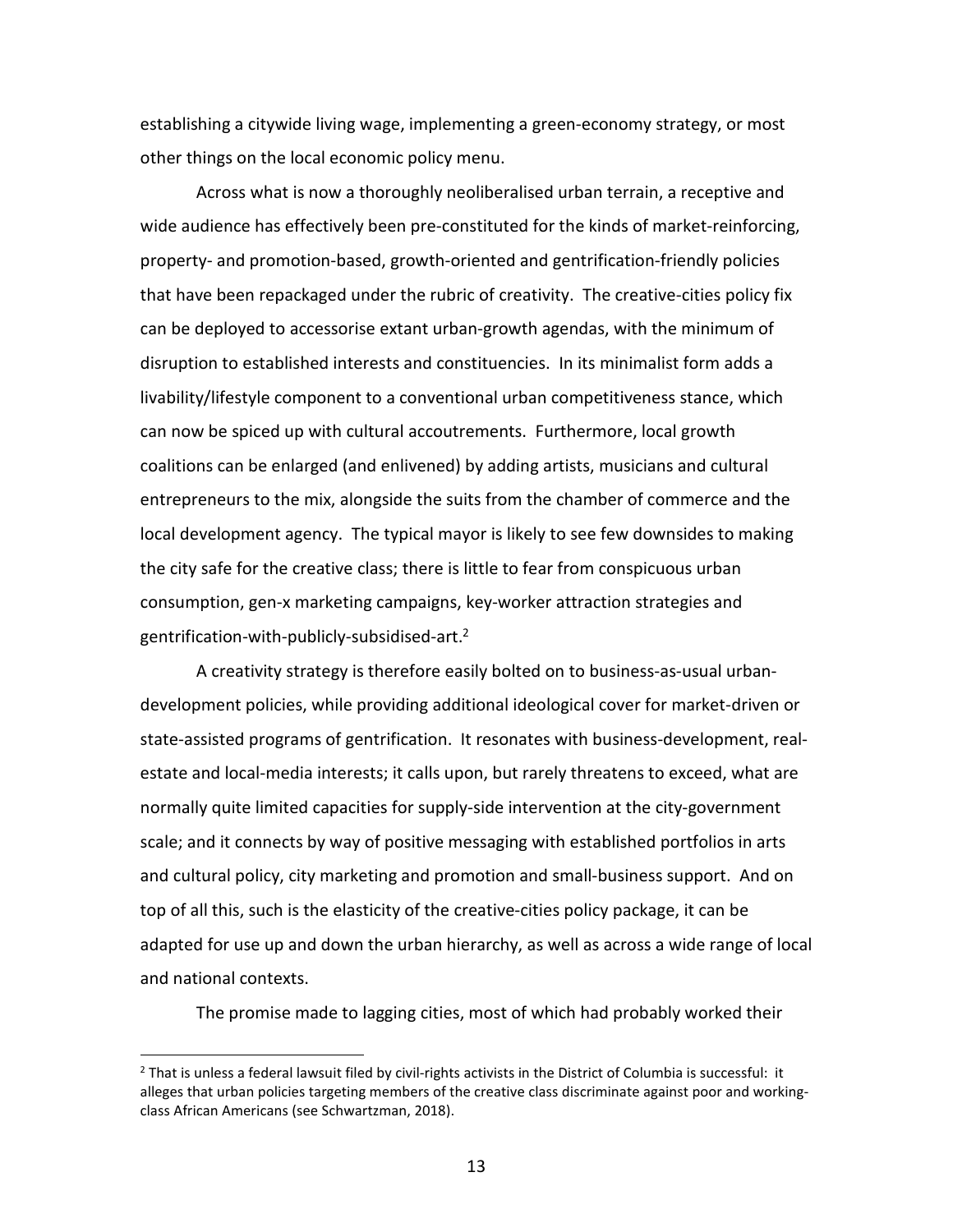establishing a citywide living wage, implementing a green-economy strategy, or most other things on the local economic policy menu.

Across what is now a thoroughly neoliberalised urban terrain, a receptive and wide audience has effectively been pre-constituted for the kinds of market-reinforcing, property- and promotion-based, growth-oriented and gentrification-friendly policies that have been repackaged under the rubric of creativity. The creative-cities policy fix can be deployed to accessorise extant urban-growth agendas, with the minimum of disruption to established interests and constituencies. In its minimalist form adds a livability/lifestyle component to a conventional urban competitiveness stance, which can now be spiced up with cultural accoutrements. Furthermore, local growth coalitions can be enlarged (and enlivened) by adding artists, musicians and cultural entrepreneurs to the mix, alongside the suits from the chamber of commerce and the local development agency. The typical mayor is likely to see few downsides to making the city safe for the creative class; there is little to fear from conspicuous urban consumption, gen-x marketing campaigns, key-worker attraction strategies and gentrification-with-publicly-subsidised-art.[2]

A creativity strategy is therefore easily bolted on to business-as-usual urban-development policies, while providing additional ideological cover for market-driven or state-assisted programs of gentrification. It resonates with business-development, real-estate and local-media interests; it calls upon, but rarely threatens to exceed, what are normally quite limited capacities for supply-side intervention at the city-government scale; and it connects by way of positive messaging with established portfolios in arts and cultural policy, city marketing and promotion and small-business support. And on top of all this, such is the elasticity of the creative-cities policy package, it can be adapted for use up and down the urban hierarchy, as well as across a wide range of local and national contexts.

The promise made to lagging cities, most of which had probably worked their

---

[2] That is unless a federal lawsuit filed by civil-rights activists in the District of Columbia is successful: it alleges that urban policies targeting members of the creative class discriminate against poor and working-class African Americans (see Schwartzman, 2018).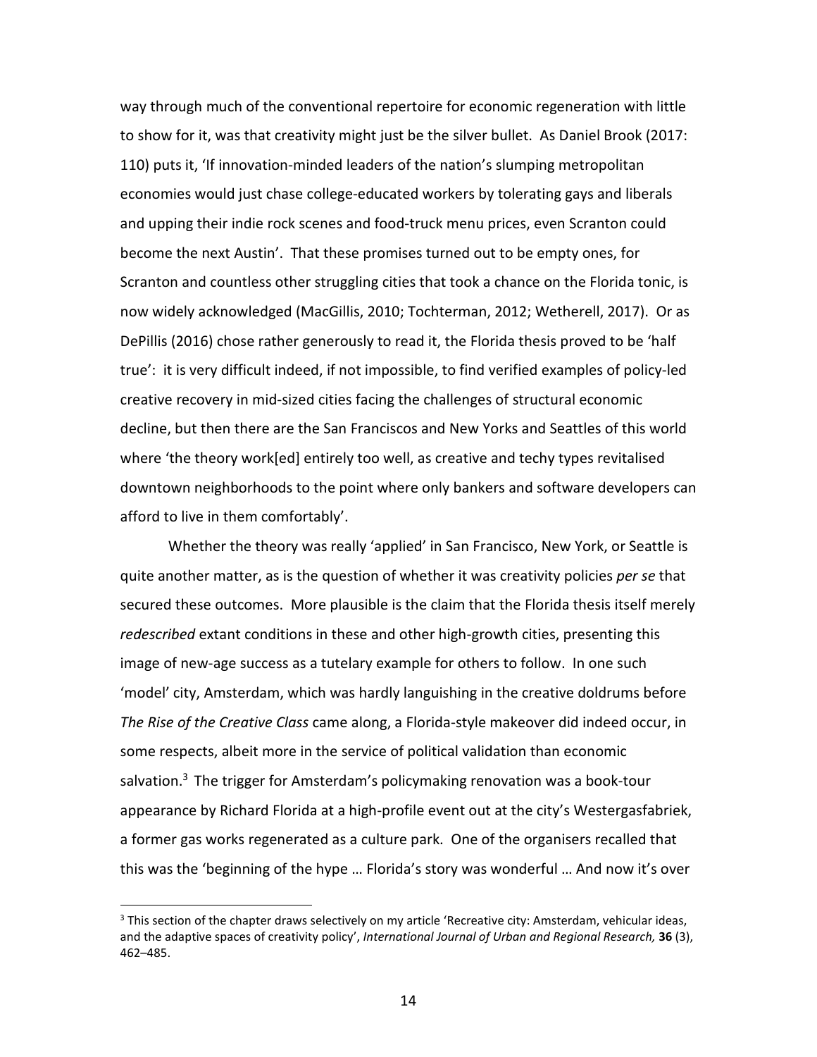way through much of the conventional repertoire for economic regeneration with little to show for it, was that creativity might just be the silver bullet. As Daniel Brook (2017: 110) puts it, 'If innovation-minded leaders of the nation's slumping metropolitan economies would just chase college-educated workers by tolerating gays and liberals and upping their indie rock scenes and food-truck menu prices, even Scranton could become the next Austin'. That these promises turned out to be empty ones, for Scranton and countless other struggling cities that took a chance on the Florida tonic, is now widely acknowledged (MacGillis, 2010; Tochterman, 2012; Wetherell, 2017). Or as DePillis (2016) chose rather generously to read it, the Florida thesis proved to be 'half true': it is very difficult indeed, if not impossible, to find verified examples of policy-led creative recovery in mid-sized cities facing the challenges of structural economic decline, but then there are the San Franciscos and New Yorks and Seattles of this world where 'the theory work[ed] entirely too well, as creative and techy types revitalised downtown neighborhoods to the point where only bankers and software developers can afford to live in them comfortably'.

Whether the theory was really 'applied' in San Francisco, New York, or Seattle is quite another matter, as is the question of whether it was creativity policies *per se* that secured these outcomes. More plausible is the claim that the Florida thesis itself merely *redescribed* extant conditions in these and other high-growth cities, presenting this image of new-age success as a tutelary example for others to follow. In one such 'model' city, Amsterdam, which was hardly languishing in the creative doldrums before *The Rise of the Creative Class* came along, a Florida-style makeover did indeed occur, in some respects, albeit more in the service of political validation than economic salvation.[3] The trigger for Amsterdam's policymaking renovation was a book-tour appearance by Richard Florida at a high-profile event out at the city's Westergasfabriek, a former gas works regenerated as a culture park. One of the organisers recalled that this was the 'beginning of the hype … Florida's story was wonderful … And now it's over

[3] This section of the chapter draws selectively on my article 'Recreative city: Amsterdam, vehicular ideas, and the adaptive spaces of creativity policy', *International Journal of Urban and Regional Research,* **36** (3), 462–485.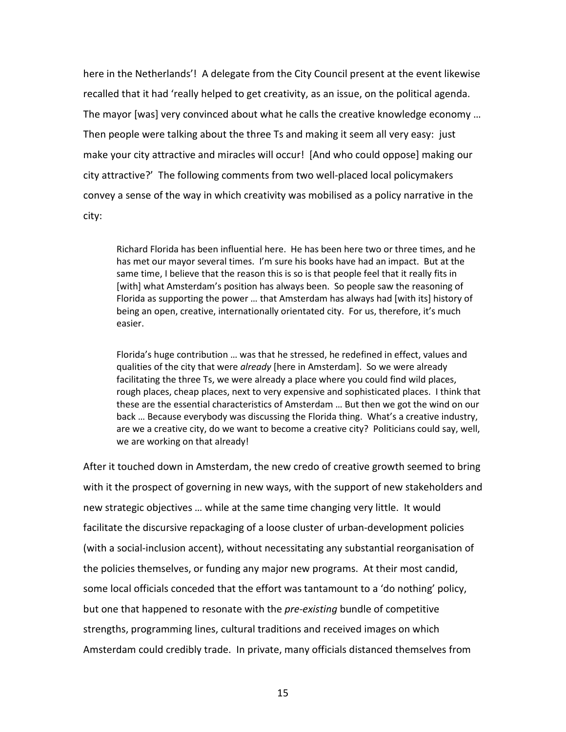here in the Netherlands'! A delegate from the City Council present at the event likewise recalled that it had 'really helped to get creativity, as an issue, on the political agenda. The mayor [was] very convinced about what he calls the creative knowledge economy … Then people were talking about the three Ts and making it seem all very easy: just make your city attractive and miracles will occur! [And who could oppose] making our city attractive?' The following comments from two well-placed local policymakers convey a sense of the way in which creativity was mobilised as a policy narrative in the city:

> Richard Florida has been influential here. He has been here two or three times, and he has met our mayor several times. I'm sure his books have had an impact. But at the same time, I believe that the reason this is so is that people feel that it really fits in [with] what Amsterdam's position has always been. So people saw the reasoning of Florida as supporting the power … that Amsterdam has always had [with its] history of being an open, creative, internationally orientated city. For us, therefore, it's much easier.

> Florida's huge contribution … was that he stressed, he redefined in effect, values and qualities of the city that were *already* [here in Amsterdam]. So we were already facilitating the three Ts, we were already a place where you could find wild places, rough places, cheap places, next to very expensive and sophisticated places. I think that these are the essential characteristics of Amsterdam … But then we got the wind on our back … Because everybody was discussing the Florida thing. What's a creative industry, are we a creative city, do we want to become a creative city? Politicians could say, well, we are working on that already!

After it touched down in Amsterdam, the new credo of creative growth seemed to bring with it the prospect of governing in new ways, with the support of new stakeholders and new strategic objectives … while at the same time changing very little. It would facilitate the discursive repackaging of a loose cluster of urban-development policies (with a social-inclusion accent), without necessitating any substantial reorganisation of the policies themselves, or funding any major new programs. At their most candid, some local officials conceded that the effort was tantamount to a 'do nothing' policy, but one that happened to resonate with the *pre-existing* bundle of competitive strengths, programming lines, cultural traditions and received images on which Amsterdam could credibly trade. In private, many officials distanced themselves from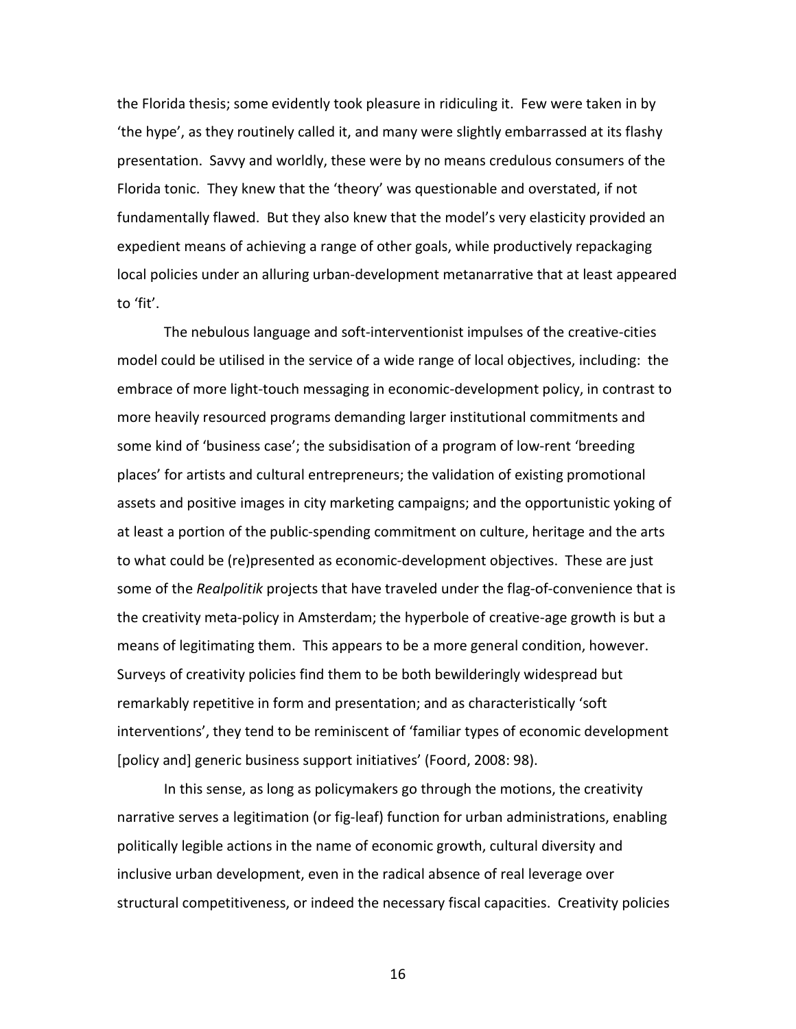the Florida thesis; some evidently took pleasure in ridiculing it. Few were taken in by 'the hype', as they routinely called it, and many were slightly embarrassed at its flashy presentation. Savvy and worldly, these were by no means credulous consumers of the Florida tonic. They knew that the 'theory' was questionable and overstated, if not fundamentally flawed. But they also knew that the model's very elasticity provided an expedient means of achieving a range of other goals, while productively repackaging local policies under an alluring urban-development metanarrative that at least appeared to 'fit'.

The nebulous language and soft-interventionist impulses of the creative-cities model could be utilised in the service of a wide range of local objectives, including: the embrace of more light-touch messaging in economic-development policy, in contrast to more heavily resourced programs demanding larger institutional commitments and some kind of 'business case'; the subsidisation of a program of low-rent 'breeding places' for artists and cultural entrepreneurs; the validation of existing promotional assets and positive images in city marketing campaigns; and the opportunistic yoking of at least a portion of the public-spending commitment on culture, heritage and the arts to what could be (re)presented as economic-development objectives. These are just some of the *Realpolitik* projects that have traveled under the flag-of-convenience that is the creativity meta-policy in Amsterdam; the hyperbole of creative-age growth is but a means of legitimating them. This appears to be a more general condition, however. Surveys of creativity policies find them to be both bewilderingly widespread but remarkably repetitive in form and presentation; and as characteristically 'soft interventions', they tend to be reminiscent of 'familiar types of economic development [policy and] generic business support initiatives' (Foord, 2008: 98).

In this sense, as long as policymakers go through the motions, the creativity narrative serves a legitimation (or fig-leaf) function for urban administrations, enabling politically legible actions in the name of economic growth, cultural diversity and inclusive urban development, even in the radical absence of real leverage over structural competitiveness, or indeed the necessary fiscal capacities. Creativity policies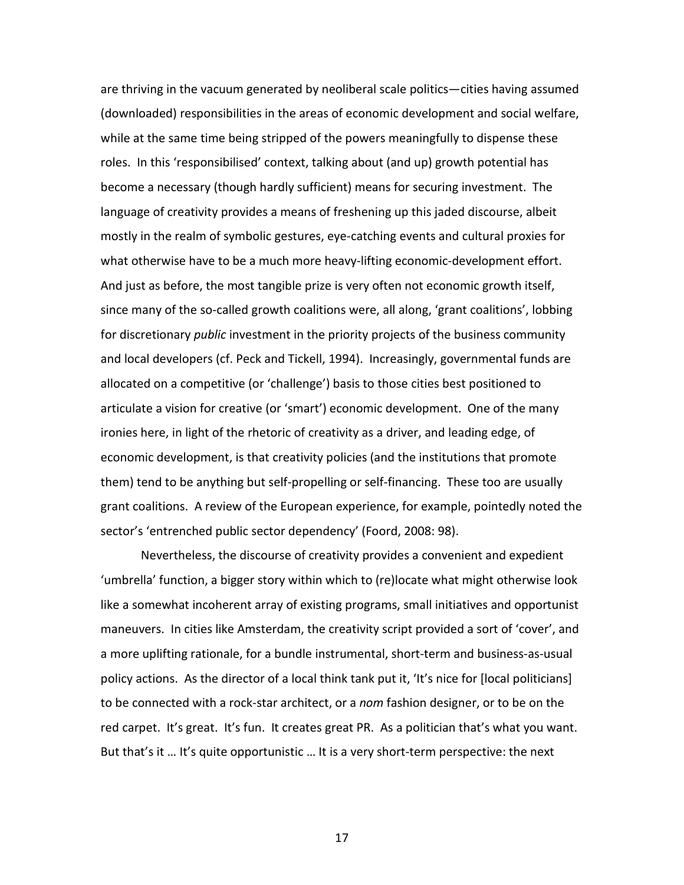are thriving in the vacuum generated by neoliberal scale politics—cities having assumed (downloaded) responsibilities in the areas of economic development and social welfare, while at the same time being stripped of the powers meaningfully to dispense these roles. In this 'responsibilised' context, talking about (and up) growth potential has become a necessary (though hardly sufficient) means for securing investment. The language of creativity provides a means of freshening up this jaded discourse, albeit mostly in the realm of symbolic gestures, eye-catching events and cultural proxies for what otherwise have to be a much more heavy-lifting economic-development effort. And just as before, the most tangible prize is very often not economic growth itself, since many of the so-called growth coalitions were, all along, 'grant coalitions', lobbing for discretionary *public* investment in the priority projects of the business community and local developers (cf. Peck and Tickell, 1994). Increasingly, governmental funds are allocated on a competitive (or 'challenge') basis to those cities best positioned to articulate a vision for creative (or 'smart') economic development. One of the many ironies here, in light of the rhetoric of creativity as a driver, and leading edge, of economic development, is that creativity policies (and the institutions that promote them) tend to be anything but self-propelling or self-financing. These too are usually grant coalitions. A review of the European experience, for example, pointedly noted the sector's 'entrenched public sector dependency' (Foord, 2008: 98).

Nevertheless, the discourse of creativity provides a convenient and expedient 'umbrella' function, a bigger story within which to (re)locate what might otherwise look like a somewhat incoherent array of existing programs, small initiatives and opportunist maneuvers. In cities like Amsterdam, the creativity script provided a sort of 'cover', and a more uplifting rationale, for a bundle instrumental, short-term and business-as-usual policy actions. As the director of a local think tank put it, 'It's nice for [local politicians] to be connected with a rock-star architect, or a *nom* fashion designer, or to be on the red carpet. It's great. It's fun. It creates great PR. As a politician that's what you want. But that's it … It's quite opportunistic … It is a very short-term perspective: the next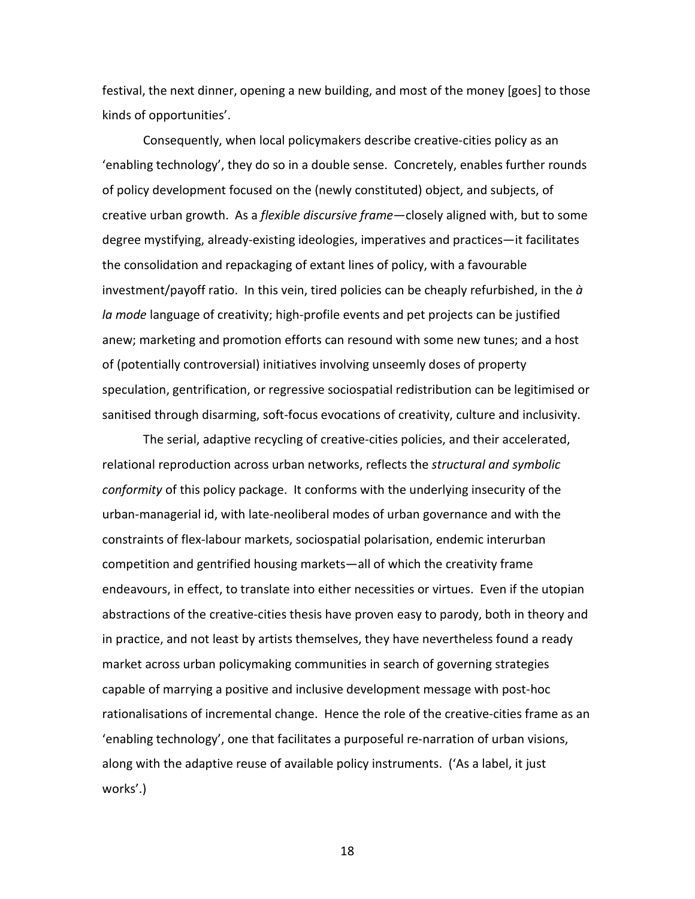festival, the next dinner, opening a new building, and most of the money [goes] to those kinds of opportunities'.

Consequently, when local policymakers describe creative-cities policy as an 'enabling technology', they do so in a double sense. Concretely, enables further rounds of policy development focused on the (newly constituted) object, and subjects, of creative urban growth. As a *flexible discursive frame*—closely aligned with, but to some degree mystifying, already-existing ideologies, imperatives and practices—it facilitates the consolidation and repackaging of extant lines of policy, with a favourable investment/payoff ratio. In this vein, tired policies can be cheaply refurbished, in the *à la mode* language of creativity; high-profile events and pet projects can be justified anew; marketing and promotion efforts can resound with some new tunes; and a host of (potentially controversial) initiatives involving unseemly doses of property speculation, gentrification, or regressive sociospatial redistribution can be legitimised or sanitised through disarming, soft-focus evocations of creativity, culture and inclusivity.

The serial, adaptive recycling of creative-cities policies, and their accelerated, relational reproduction across urban networks, reflects the *structural and symbolic conformity* of this policy package. It conforms with the underlying insecurity of the urban-managerial id, with late-neoliberal modes of urban governance and with the constraints of flex-labour markets, sociospatial polarisation, endemic interurban competition and gentrified housing markets—all of which the creativity frame endeavours, in effect, to translate into either necessities or virtues. Even if the utopian abstractions of the creative-cities thesis have proven easy to parody, both in theory and in practice, and not least by artists themselves, they have nevertheless found a ready market across urban policymaking communities in search of governing strategies capable of marrying a positive and inclusive development message with post-hoc rationalisations of incremental change. Hence the role of the creative-cities frame as an 'enabling technology', one that facilitates a purposeful re-narration of urban visions, along with the adaptive reuse of available policy instruments. ('As a label, it just works'.)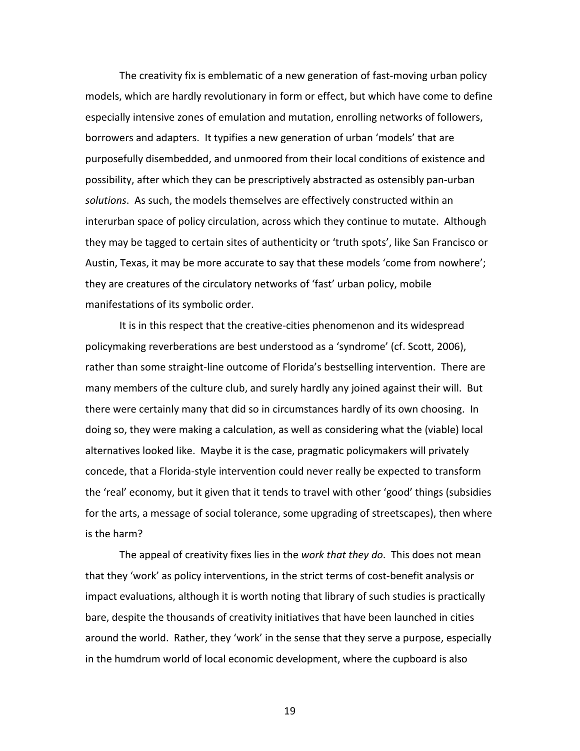The creativity fix is emblematic of a new generation of fast-moving urban policy models, which are hardly revolutionary in form or effect, but which have come to define especially intensive zones of emulation and mutation, enrolling networks of followers, borrowers and adapters. It typifies a new generation of urban 'models' that are purposefully disembedded, and unmoored from their local conditions of existence and possibility, after which they can be prescriptively abstracted as ostensibly pan-urban *solutions*. As such, the models themselves are effectively constructed within an interurban space of policy circulation, across which they continue to mutate. Although they may be tagged to certain sites of authenticity or 'truth spots', like San Francisco or Austin, Texas, it may be more accurate to say that these models 'come from nowhere'; they are creatures of the circulatory networks of 'fast' urban policy, mobile manifestations of its symbolic order.

It is in this respect that the creative-cities phenomenon and its widespread policymaking reverberations are best understood as a 'syndrome' (cf. Scott, 2006), rather than some straight-line outcome of Florida's bestselling intervention. There are many members of the culture club, and surely hardly any joined against their will. But there were certainly many that did so in circumstances hardly of its own choosing. In doing so, they were making a calculation, as well as considering what the (viable) local alternatives looked like. Maybe it is the case, pragmatic policymakers will privately concede, that a Florida-style intervention could never really be expected to transform the 'real' economy, but it given that it tends to travel with other 'good' things (subsidies for the arts, a message of social tolerance, some upgrading of streetscapes), then where is the harm?

The appeal of creativity fixes lies in the *work that they do*. This does not mean that they 'work' as policy interventions, in the strict terms of cost-benefit analysis or impact evaluations, although it is worth noting that library of such studies is practically bare, despite the thousands of creativity initiatives that have been launched in cities around the world. Rather, they 'work' in the sense that they serve a purpose, especially in the humdrum world of local economic development, where the cupboard is also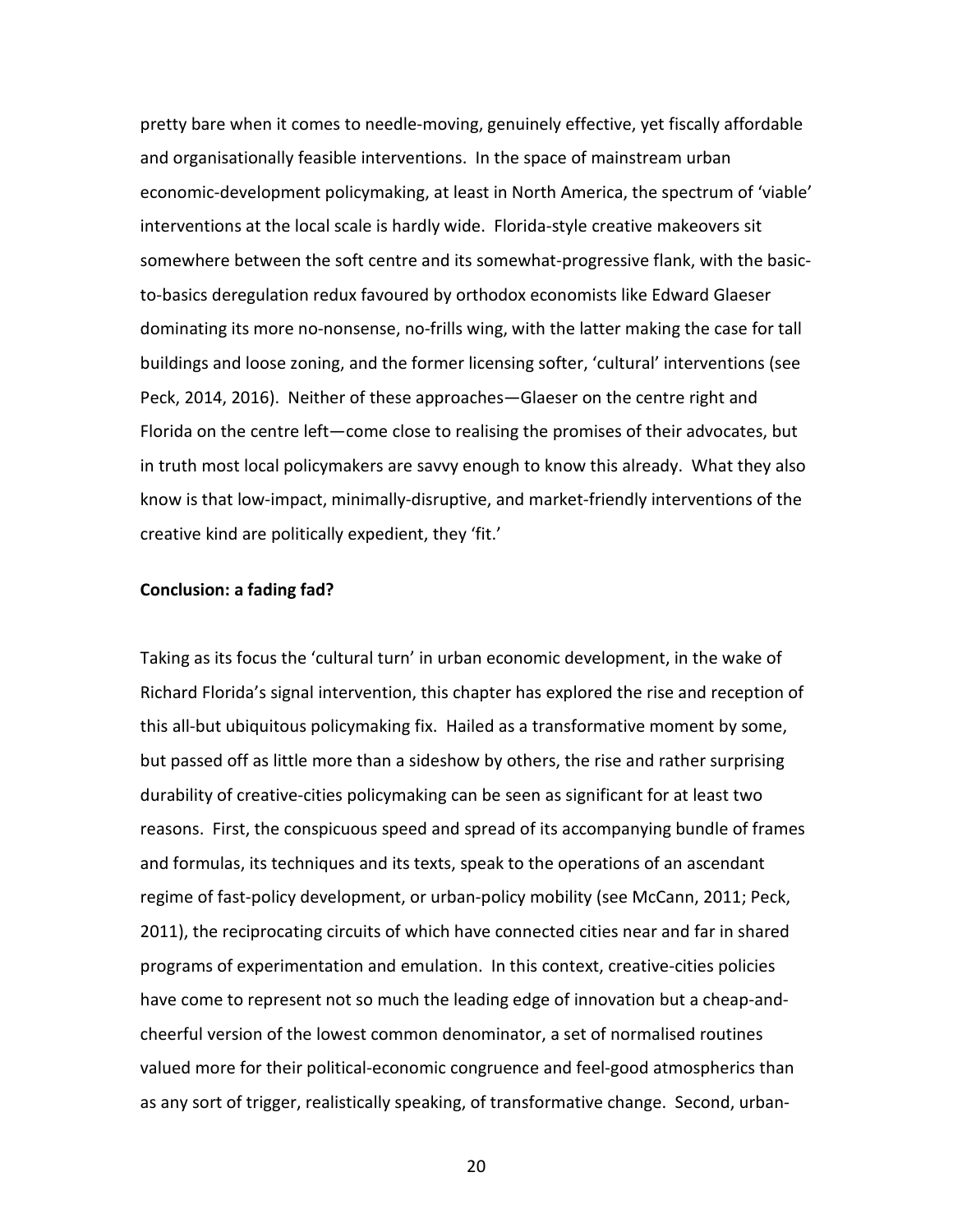pretty bare when it comes to needle-moving, genuinely effective, yet fiscally affordable and organisationally feasible interventions. In the space of mainstream urban economic-development policymaking, at least in North America, the spectrum of 'viable' interventions at the local scale is hardly wide. Florida-style creative makeovers sit somewhere between the soft centre and its somewhat-progressive flank, with the basic-to-basics deregulation redux favoured by orthodox economists like Edward Glaeser dominating its more no-nonsense, no-frills wing, with the latter making the case for tall buildings and loose zoning, and the former licensing softer, 'cultural' interventions (see Peck, 2014, 2016). Neither of these approaches—Glaeser on the centre right and Florida on the centre left—come close to realising the promises of their advocates, but in truth most local policymakers are savvy enough to know this already. What they also know is that low-impact, minimally-disruptive, and market-friendly interventions of the creative kind are politically expedient, they 'fit.'

**Conclusion: a fading fad?**

Taking as its focus the 'cultural turn' in urban economic development, in the wake of Richard Florida's signal intervention, this chapter has explored the rise and reception of this all-but ubiquitous policymaking fix. Hailed as a transformative moment by some, but passed off as little more than a sideshow by others, the rise and rather surprising durability of creative-cities policymaking can be seen as significant for at least two reasons. First, the conspicuous speed and spread of its accompanying bundle of frames and formulas, its techniques and its texts, speak to the operations of an ascendant regime of fast-policy development, or urban-policy mobility (see McCann, 2011; Peck, 2011), the reciprocating circuits of which have connected cities near and far in shared programs of experimentation and emulation. In this context, creative-cities policies have come to represent not so much the leading edge of innovation but a cheap-and-cheerful version of the lowest common denominator, a set of normalised routines valued more for their political-economic congruence and feel-good atmospherics than as any sort of trigger, realistically speaking, of transformative change. Second, urban-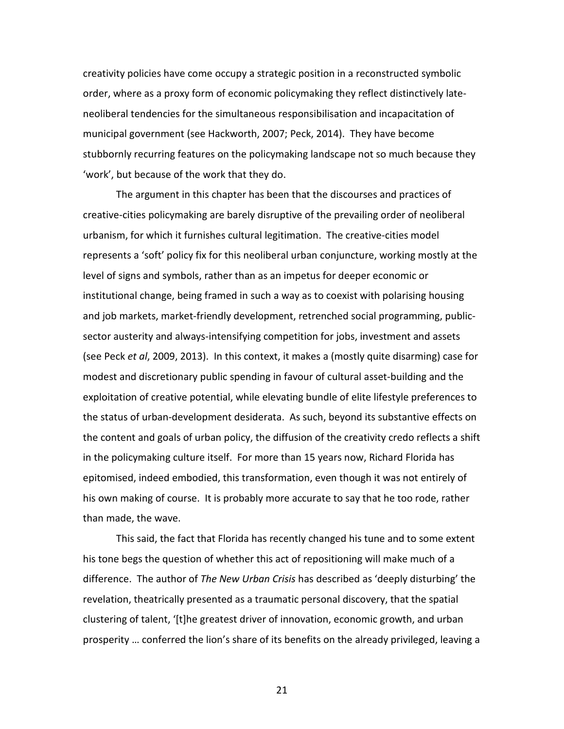creativity policies have come occupy a strategic position in a reconstructed symbolic order, where as a proxy form of economic policymaking they reflect distinctively late-neoliberal tendencies for the simultaneous responsibilisation and incapacitation of municipal government (see Hackworth, 2007; Peck, 2014). They have become stubbornly recurring features on the policymaking landscape not so much because they 'work', but because of the work that they do.

The argument in this chapter has been that the discourses and practices of creative-cities policymaking are barely disruptive of the prevailing order of neoliberal urbanism, for which it furnishes cultural legitimation. The creative-cities model represents a 'soft' policy fix for this neoliberal urban conjuncture, working mostly at the level of signs and symbols, rather than as an impetus for deeper economic or institutional change, being framed in such a way as to coexist with polarising housing and job markets, market-friendly development, retrenched social programming, public-sector austerity and always-intensifying competition for jobs, investment and assets (see Peck *et al*, 2009, 2013). In this context, it makes a (mostly quite disarming) case for modest and discretionary public spending in favour of cultural asset-building and the exploitation of creative potential, while elevating bundle of elite lifestyle preferences to the status of urban-development desiderata. As such, beyond its substantive effects on the content and goals of urban policy, the diffusion of the creativity credo reflects a shift in the policymaking culture itself. For more than 15 years now, Richard Florida has epitomised, indeed embodied, this transformation, even though it was not entirely of his own making of course. It is probably more accurate to say that he too rode, rather than made, the wave.

This said, the fact that Florida has recently changed his tune and to some extent his tone begs the question of whether this act of repositioning will make much of a difference. The author of *The New Urban Crisis* has described as 'deeply disturbing' the revelation, theatrically presented as a traumatic personal discovery, that the spatial clustering of talent, '[t]he greatest driver of innovation, economic growth, and urban prosperity … conferred the lion's share of its benefits on the already privileged, leaving a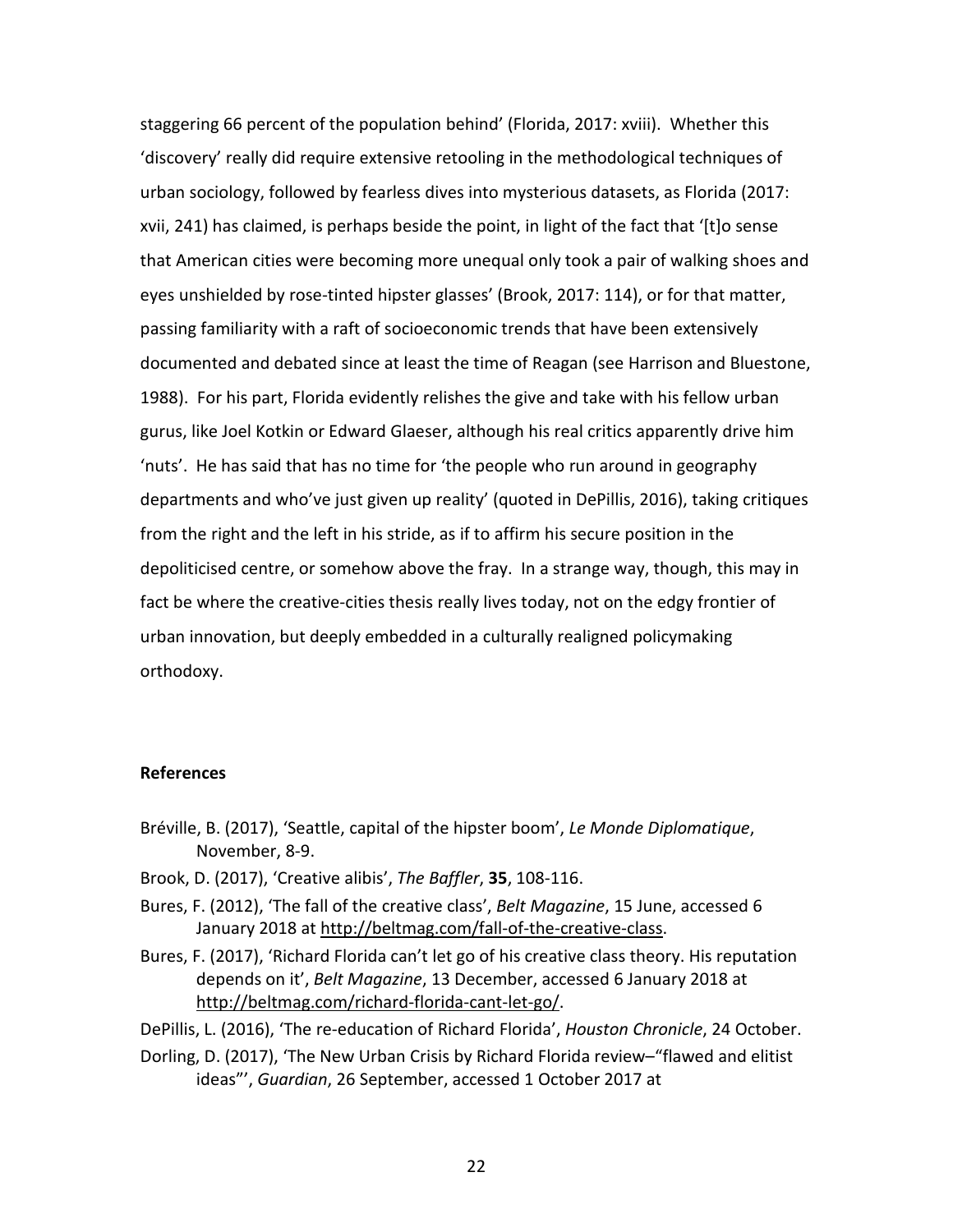staggering 66 percent of the population behind' (Florida, 2017: xviii). Whether this 'discovery' really did require extensive retooling in the methodological techniques of urban sociology, followed by fearless dives into mysterious datasets, as Florida (2017: xvii, 241) has claimed, is perhaps beside the point, in light of the fact that '[t]o sense that American cities were becoming more unequal only took a pair of walking shoes and eyes unshielded by rose-tinted hipster glasses' (Brook, 2017: 114), or for that matter, passing familiarity with a raft of socioeconomic trends that have been extensively documented and debated since at least the time of Reagan (see Harrison and Bluestone, 1988). For his part, Florida evidently relishes the give and take with his fellow urban gurus, like Joel Kotkin or Edward Glaeser, although his real critics apparently drive him 'nuts'. He has said that has no time for 'the people who run around in geography departments and who've just given up reality' (quoted in DePillis, 2016), taking critiques from the right and the left in his stride, as if to affirm his secure position in the depoliticised centre, or somehow above the fray. In a strange way, though, this may in fact be where the creative-cities thesis really lives today, not on the edgy frontier of urban innovation, but deeply embedded in a culturally realigned policymaking orthodoxy.

**References**

Bréville, B. (2017), 'Seattle, capital of the hipster boom', *Le Monde Diplomatique*, November, 8-9.

Brook, D. (2017), 'Creative alibis', *The Baffler*, **35**, 108-116.

Bures, F. (2012), 'The fall of the creative class', *Belt Magazine*, 15 June, accessed 6 January 2018 at http://beltmag.com/fall-of-the-creative-class.

Bures, F. (2017), 'Richard Florida can't let go of his creative class theory. His reputation depends on it', *Belt Magazine*, 13 December, accessed 6 January 2018 at http://beltmag.com/richard-florida-cant-let-go/.

DePillis, L. (2016), 'The re-education of Richard Florida', *Houston Chronicle*, 24 October.

Dorling, D. (2017), 'The New Urban Crisis by Richard Florida review–"flawed and elitist ideas"', *Guardian*, 26 September, accessed 1 October 2017 at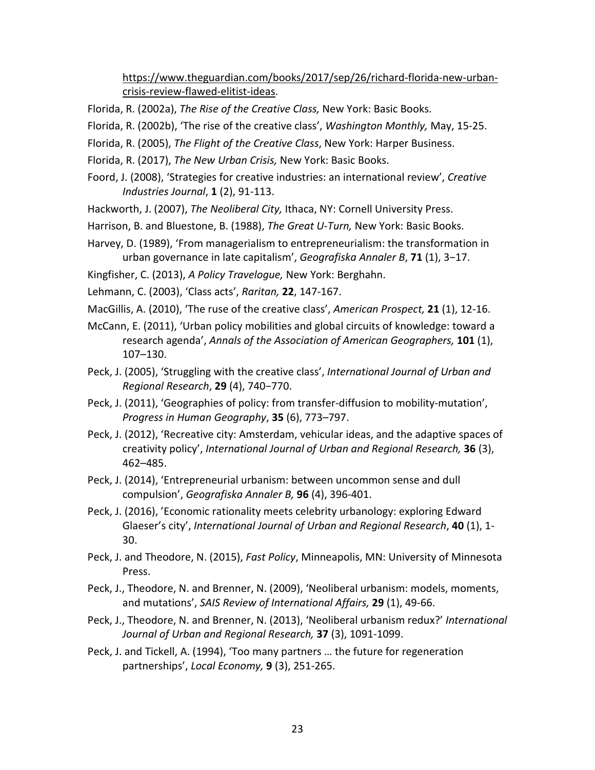https://www.theguardian.com/books/2017/sep/26/richard-florida-new-urban-crisis-review-flawed-elitist-ideas.

Florida, R. (2002a), *The Rise of the Creative Class,* New York: Basic Books.

Florida, R. (2002b), 'The rise of the creative class', *Washington Monthly,* May, 15-25.

Florida, R. (2005), *The Flight of the Creative Class*, New York: Harper Business.

Florida, R. (2017), *The New Urban Crisis,* New York: Basic Books.

Foord, J. (2008), 'Strategies for creative industries: an international review', *Creative Industries Journal*, **1** (2), 91-113.

Hackworth, J. (2007), *The Neoliberal City,* Ithaca, NY: Cornell University Press.

Harrison, B. and Bluestone, B. (1988), *The Great U-Turn,* New York: Basic Books.

Harvey, D. (1989), 'From managerialism to entrepreneurialism: the transformation in urban governance in late capitalism', *Geografiska Annaler B*, **71** (1), 3−17.

Kingfisher, C. (2013), *A Policy Travelogue,* New York: Berghahn.

Lehmann, C. (2003), 'Class acts', *Raritan,* **22**, 147-167.

MacGillis, A. (2010), 'The ruse of the creative class', *American Prospect,* **21** (1), 12-16.

McCann, E. (2011), 'Urban policy mobilities and global circuits of knowledge: toward a research agenda', *Annals of the Association of American Geographers,* **101** (1), 107–130.

Peck, J. (2005), 'Struggling with the creative class', *International Journal of Urban and Regional Research*, **29** (4), 740−770.

Peck, J. (2011), 'Geographies of policy: from transfer-diffusion to mobility-mutation', *Progress in Human Geography*, **35** (6), 773–797.

Peck, J. (2012), 'Recreative city: Amsterdam, vehicular ideas, and the adaptive spaces of creativity policy', *International Journal of Urban and Regional Research,* **36** (3), 462–485.

Peck, J. (2014), 'Entrepreneurial urbanism: between uncommon sense and dull compulsion', *Geografiska Annaler B,* **96** (4), 396-401.

Peck, J. (2016), 'Economic rationality meets celebrity urbanology: exploring Edward Glaeser's city', *International Journal of Urban and Regional Research*, **40** (1), 1-30.

Peck, J. and Theodore, N. (2015), *Fast Policy*, Minneapolis, MN: University of Minnesota Press.

Peck, J., Theodore, N. and Brenner, N. (2009), 'Neoliberal urbanism: models, moments, and mutations', *SAIS Review of International Affairs,* **29** (1), 49-66.

Peck, J., Theodore, N. and Brenner, N. (2013), 'Neoliberal urbanism redux?' *International Journal of Urban and Regional Research,* **37** (3), 1091-1099.

Peck, J. and Tickell, A. (1994), 'Too many partners … the future for regeneration partnerships', *Local Economy,* **9** (3), 251-265.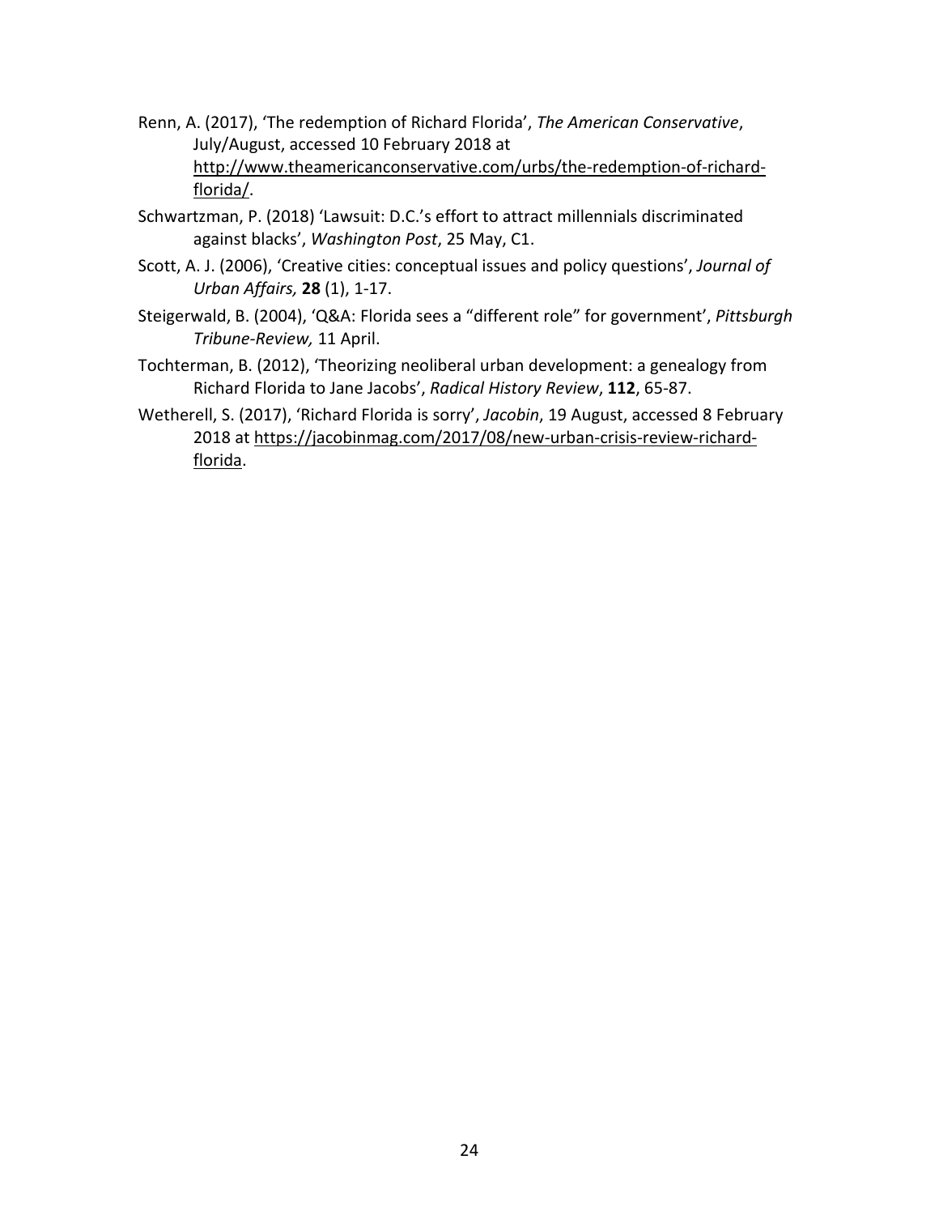Renn, A. (2017), 'The redemption of Richard Florida', *The American Conservative*, July/August, accessed 10 February 2018 at http://www.theamericanconservative.com/urbs/the-redemption-of-richard-florida/.

Schwartzman, P. (2018) 'Lawsuit: D.C.'s effort to attract millennials discriminated against blacks', *Washington Post*, 25 May, C1.

Scott, A. J. (2006), 'Creative cities: conceptual issues and policy questions', *Journal of Urban Affairs,* **28** (1), 1-17.

Steigerwald, B. (2004), 'Q&A: Florida sees a "different role" for government', *Pittsburgh Tribune-Review,* 11 April.

Tochterman, B. (2012), 'Theorizing neoliberal urban development: a genealogy from Richard Florida to Jane Jacobs', *Radical History Review*, **112**, 65-87.

Wetherell, S. (2017), 'Richard Florida is sorry', *Jacobin*, 19 August, accessed 8 February 2018 at https://jacobinmag.com/2017/08/new-urban-crisis-review-richard-florida.